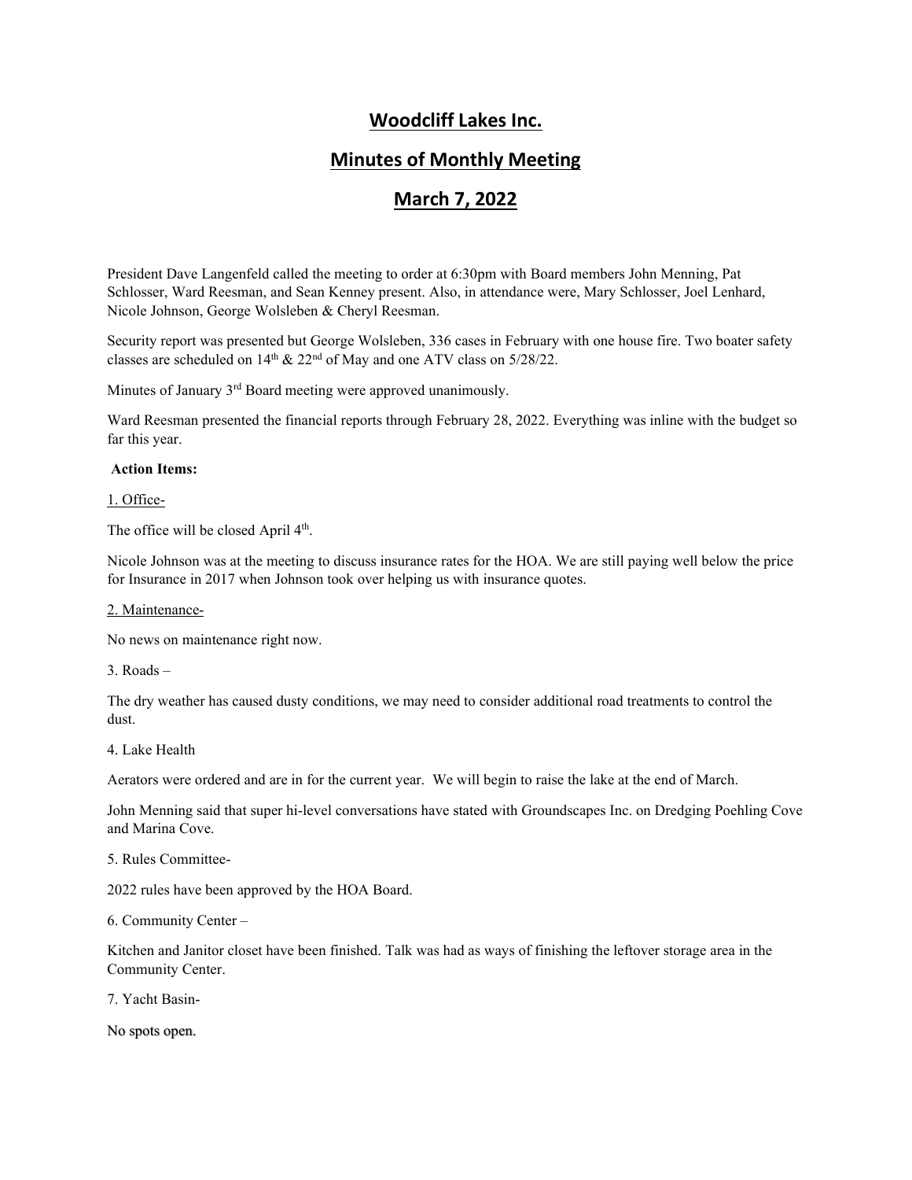# Woodcliff Lakes Inc.

## Minutes of Monthly Meeting

## March 7, 2022

President Dave Langenfeld called the meeting to order at 6:30pm with Board members John Menning, Pat Schlosser, Ward Reesman, and Sean Kenney present. Also, in attendance were, Mary Schlosser, Joel Lenhard, Nicole Johnson, George Wolsleben & Cheryl Reesman.

Security report was presented but George Wolsleben, 336 cases in February with one house fire. Two boater safety classes are scheduled on 14th & 22nd of May and one ATV class on 5/28/22.

Minutes of January 3rd Board meeting were approved unanimously.

Ward Reesman presented the financial reports through February 28, 2022. Everything was inline with the budget so far this year.

**Action Items:**

1. Office-

The office will be closed April 4th.

Nicole Johnson was at the meeting to discuss insurance rates for the HOA. We are still paying well below the price for Insurance in 2017 when Johnson took over helping us with insurance quotes.

2. Maintenance-

No news on maintenance right now.

3. Roads –

The dry weather has caused dusty conditions, we may need to consider additional road treatments to control the dust.

4. Lake Health

Aerators were ordered and are in for the current year. We will begin to raise the lake at the end of March.

John Menning said that super hi-level conversations have stated with Groundscapes Inc. on Dredging Poehling Cove and Marina Cove.

5. Rules Committee-

2022 rules have been approved by the HOA Board.

6. Community Center –

Kitchen and Janitor closet have been finished. Talk was had as ways of finishing the leftover storage area in the Community Center.

7. Yacht Basin-

No spots open.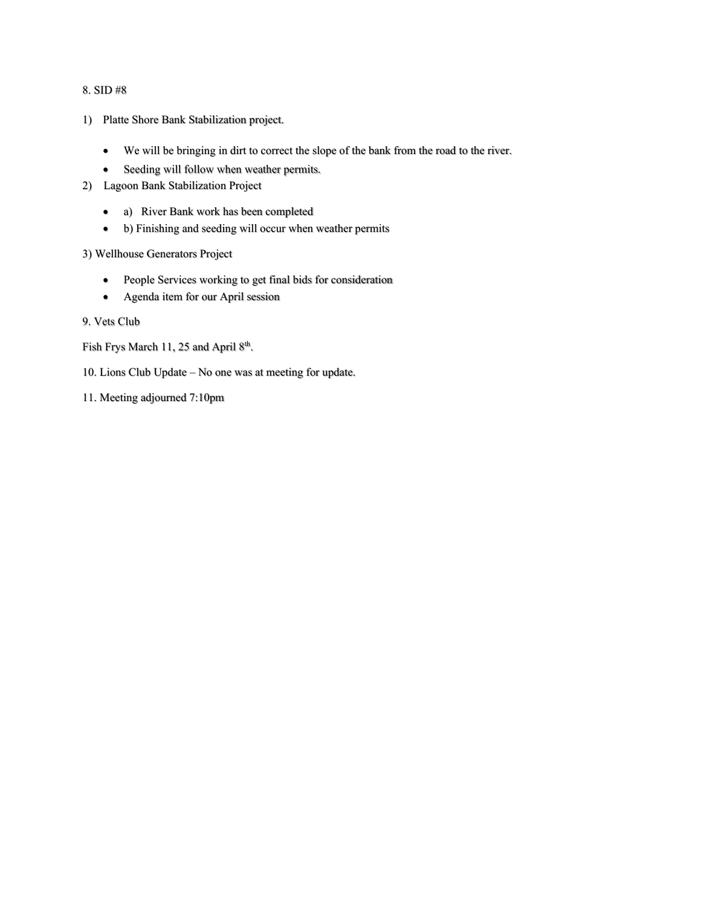8. SID #8

1) Platte Shore Bank Stabilization project.

- We will be bringing in dirt to correct the slope of the bank from the road to the river.
- Seeding will follow when weather permits.

2) Lagoon Bank Stabilization Project

- a) River Bank work has been completed
- b) Finishing and seeding will occur when weather permits

3) Wellhouse Generators Project

- People Services working to get final bids for consideration
- Agenda item for our April session

9. Vets Club

Fish Frys March 11, 25 and April 8th.

10. Lions Club Update – No one was at meeting for update.

11. Meeting adjourned 7:10pm